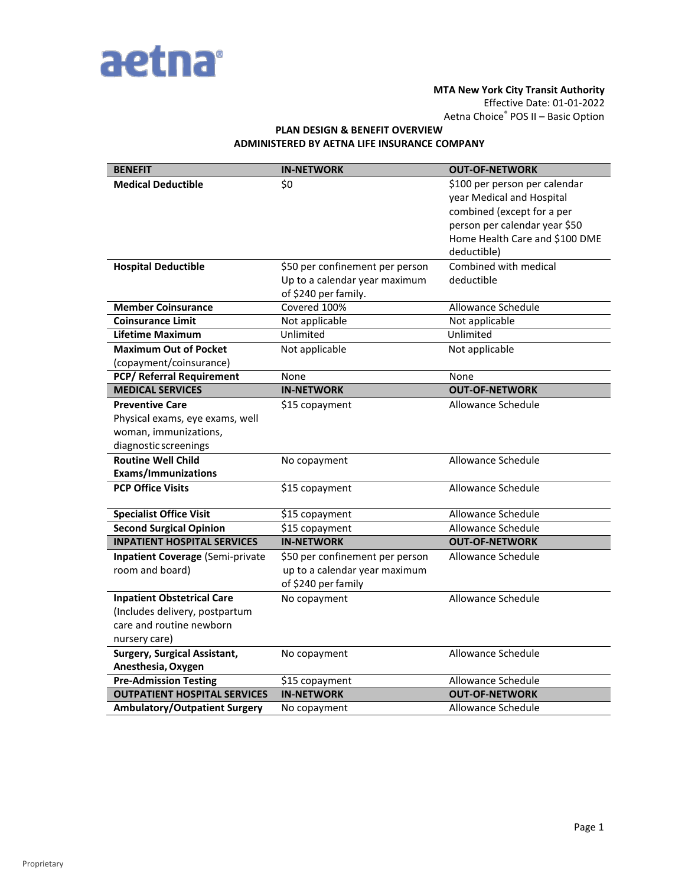aetna®

**MTA New York City Transit Authority**
Effective Date: 01-01-2022
Aetna Choice® POS II – Basic Option

**PLAN DESIGN & BENEFIT OVERVIEW**
**ADMINISTERED BY AETNA LIFE INSURANCE COMPANY**

| BENEFIT | IN-NETWORK | OUT-OF-NETWORK |
|---|---|---|
| **Medical Deductible** | $0 | $100 per person per calendar year Medical and Hospital combined (except for a per person per calendar year $50 Home Health Care and $100 DME deductible) |
| **Hospital Deductible** | $50 per confinement per person Up to a calendar year maximum of $240 per family. | Combined with medical deductible |
| **Member Coinsurance** | Covered 100% | Allowance Schedule |
| **Coinsurance Limit** | Not applicable | Not applicable |
| **Lifetime Maximum** | Unlimited | Unlimited |
| **Maximum Out of Pocket** (copayment/coinsurance) | Not applicable | Not applicable |
| **PCP/ Referral Requirement** | None | None |
| **MEDICAL SERVICES** | **IN-NETWORK** | **OUT-OF-NETWORK** |
| **Preventive Care** Physical exams, eye exams, well woman, immunizations, diagnostic screenings | $15 copayment | Allowance Schedule |
| **Routine Well Child Exams/Immunizations** | No copayment | Allowance Schedule |
| **PCP Office Visits** | $15 copayment | Allowance Schedule |
| **Specialist Office Visit** | $15 copayment | Allowance Schedule |
| **Second Surgical Opinion** | $15 copayment | Allowance Schedule |
| **INPATIENT HOSPITAL SERVICES** | **IN-NETWORK** | **OUT-OF-NETWORK** |
| **Inpatient Coverage** (Semi-private room and board) | $50 per confinement per person up to a calendar year maximum of $240 per family | Allowance Schedule |
| **Inpatient Obstetrical Care** (Includes delivery, postpartum care and routine newborn nursery care) | No copayment | Allowance Schedule |
| **Surgery, Surgical Assistant, Anesthesia, Oxygen** | No copayment | Allowance Schedule |
| **Pre-Admission Testing** | $15 copayment | Allowance Schedule |
| **OUTPATIENT HOSPITAL SERVICES** | **IN-NETWORK** | **OUT-OF-NETWORK** |
| **Ambulatory/Outpatient Surgery** | No copayment | Allowance Schedule |

Proprietary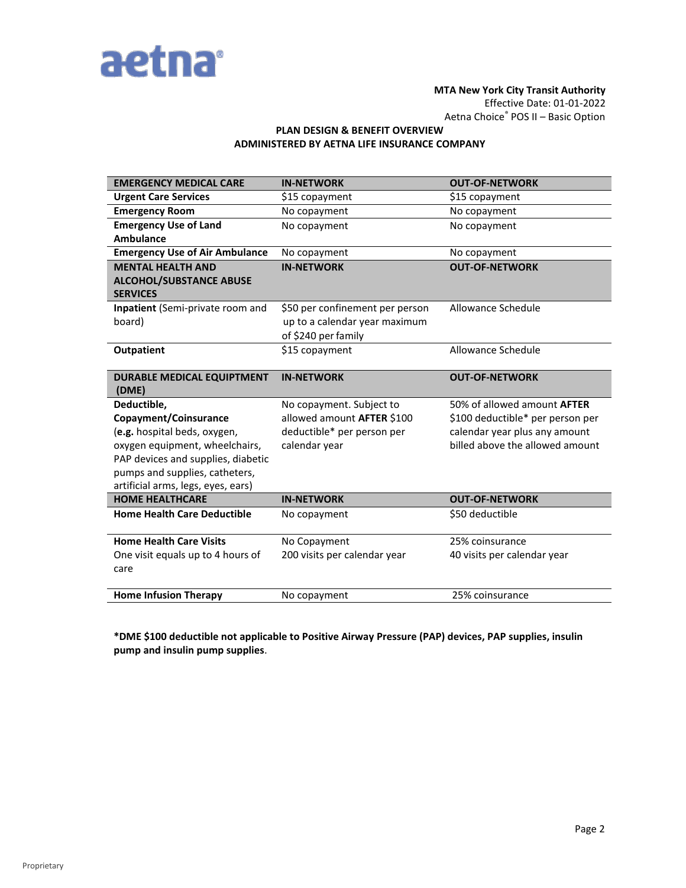**MTA New York City Transit Authority**
Effective Date: 01-01-2022
Aetna Choice® POS II – Basic Option

## PLAN DESIGN & BENEFIT OVERVIEW
## ADMINISTERED BY AETNA LIFE INSURANCE COMPANY

| EMERGENCY MEDICAL CARE | IN-NETWORK | OUT-OF-NETWORK |
|---|---|---|
| **Urgent Care Services** | $15 copayment | $15 copayment |
| **Emergency Room** | No copayment | No copayment |
| **Emergency Use of Land Ambulance** | No copayment | No copayment |
| **Emergency Use of Air Ambulance** | No copayment | No copayment |
| **MENTAL HEALTH AND ALCOHOL/SUBSTANCE ABUSE SERVICES** | **IN-NETWORK** | **OUT-OF-NETWORK** |
| **Inpatient** (Semi-private room and board) | $50 per confinement per person up to a calendar year maximum of $240 per family | Allowance Schedule |
| **Outpatient** | $15 copayment | Allowance Schedule |
| **DURABLE MEDICAL EQUIPMENT (DME)** | **IN-NETWORK** | **OUT-OF-NETWORK** |
| **Deductible, Copayment/Coinsurance** (**e.g.** hospital beds, oxygen, oxygen equipment, wheelchairs, PAP devices and supplies, diabetic pumps and supplies, catheters, artificial arms, legs, eyes, ears) | No copayment. Subject to allowed amount **AFTER** $100 deductible* per person per calendar year | 50% of allowed amount **AFTER** $100 deductible* per person per calendar year plus any amount billed above the allowed amount |
| **HOME HEALTHCARE** | **IN-NETWORK** | **OUT-OF-NETWORK** |
| **Home Health Care Deductible** | No copayment | $50 deductible |
| **Home Health Care Visits** One visit equals up to 4 hours of care | No Copayment 200 visits per calendar year | 25% coinsurance 40 visits per calendar year |
| **Home Infusion Therapy** | No copayment | 25% coinsurance |

***DME $100 deductible not applicable to Positive Airway Pressure (PAP) devices, PAP supplies, insulin pump and insulin pump supplies**.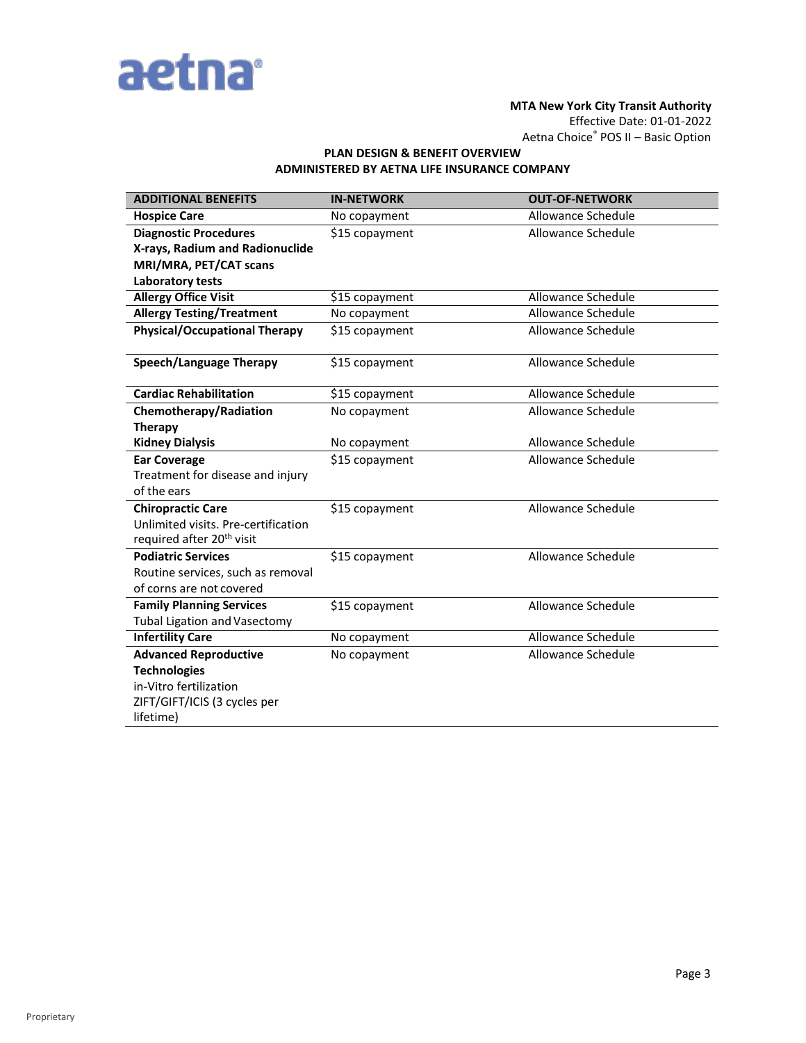**MTA New York City Transit Authority**
Effective Date: 01-01-2022
Aetna Choice® POS II – Basic Option

**PLAN DESIGN & BENEFIT OVERVIEW**
**ADMINISTERED BY AETNA LIFE INSURANCE COMPANY**

| ADDITIONAL BENEFITS | IN-NETWORK | OUT-OF-NETWORK |
| --- | --- | --- |
| **Hospice Care** | No copayment | Allowance Schedule |
| **Diagnostic Procedures** **X-rays, Radium and Radionuclide** **MRI/MRA, PET/CAT scans** **Laboratory tests** | $15 copayment | Allowance Schedule |
| **Allergy Office Visit** | $15 copayment | Allowance Schedule |
| **Allergy Testing/Treatment** | No copayment | Allowance Schedule |
| **Physical/Occupational Therapy** | $15 copayment | Allowance Schedule |
| **Speech/Language Therapy** | $15 copayment | Allowance Schedule |
| **Cardiac Rehabilitation** | $15 copayment | Allowance Schedule |
| **Chemotherapy/Radiation Therapy** | No copayment | Allowance Schedule |
| **Kidney Dialysis** | No copayment | Allowance Schedule |
| **Ear Coverage** Treatment for disease and injury of the ears | $15 copayment | Allowance Schedule |
| **Chiropractic Care** Unlimited visits. Pre-certification required after 20th visit | $15 copayment | Allowance Schedule |
| **Podiatric Services** Routine services, such as removal of corns are not covered | $15 copayment | Allowance Schedule |
| **Family Planning Services** Tubal Ligation and Vasectomy | $15 copayment | Allowance Schedule |
| **Infertility Care** | No copayment | Allowance Schedule |
| **Advanced Reproductive Technologies** in-Vitro fertilization ZIFT/GIFT/ICIS (3 cycles per lifetime) | No copayment | Allowance Schedule |

Proprietary